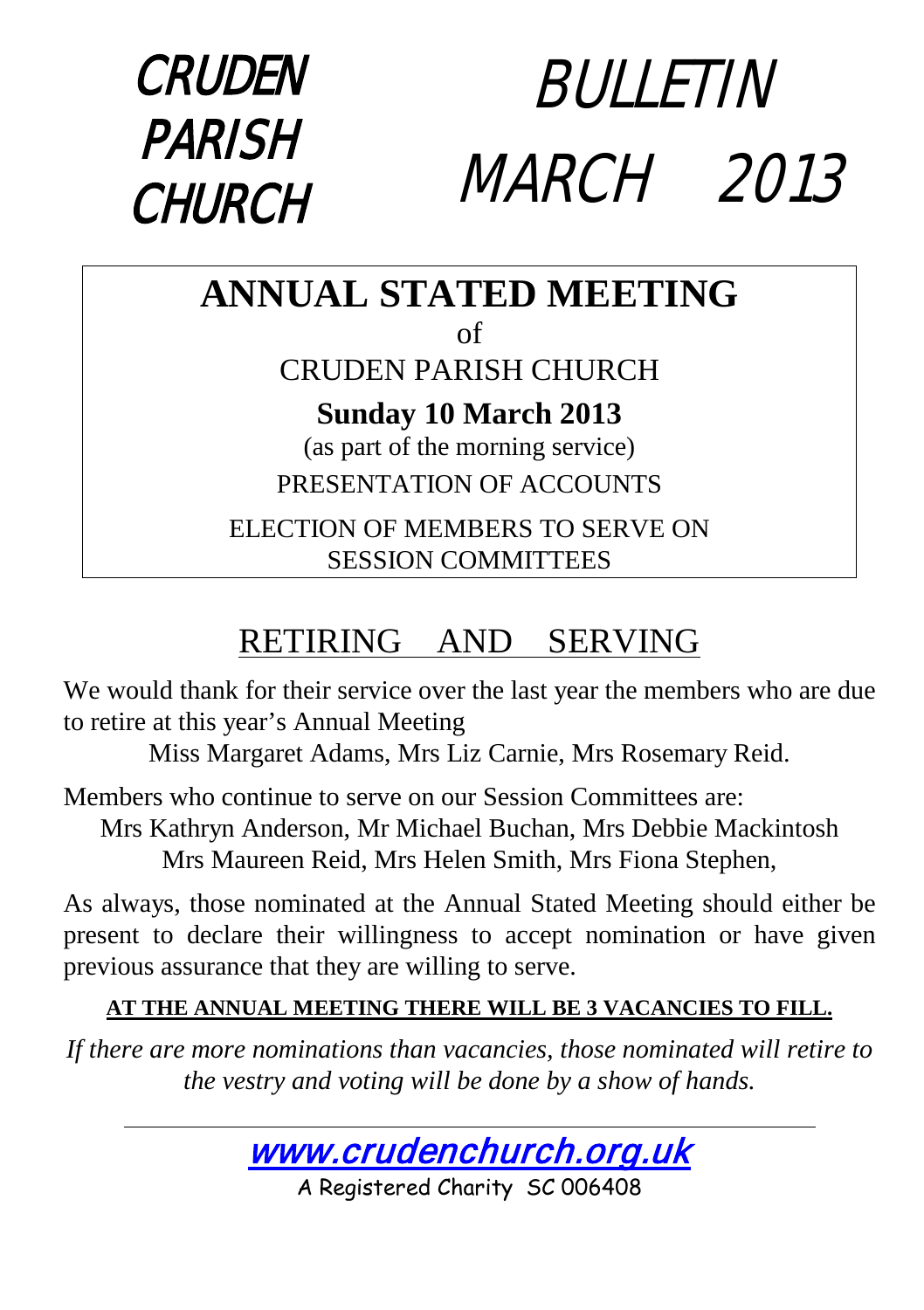# CRUDEN PARISH CHURCH

# BULLETIN MARCH 2013

## ANNUAL STATED MEETING

of

CRUDEN PARISH CHURCH

**Sunday 10 March 2013**

(as part of the morning service)

PRESENTATION OF ACCOUNTS

ELECTION OF MEMBERS TO SERVE ON SESSION COMMITTEES

## RETIRING AND SERVING

We would thank for their service over the last year the members who are due to retire at this year's Annual Meeting

Miss Margaret Adams, Mrs Liz Carnie, Mrs Rosemary Reid.

Members who continue to serve on our Session Committees are:

Mrs Kathryn Anderson, Mr Michael Buchan, Mrs Debbie Mackintosh
Mrs Maureen Reid, Mrs Helen Smith, Mrs Fiona Stephen,

As always, those nominated at the Annual Stated Meeting should either be present to declare their willingness to accept nomination or have given previous assurance that they are willing to serve.

**AT THE ANNUAL MEETING THERE WILL BE 3 VACANCIES TO FILL.**

*If there are more nominations than vacancies, those nominated will retire to the vestry and voting will be done by a show of hands.*

---

www.crudenchurch.org.uk

A Registered Charity SC 006408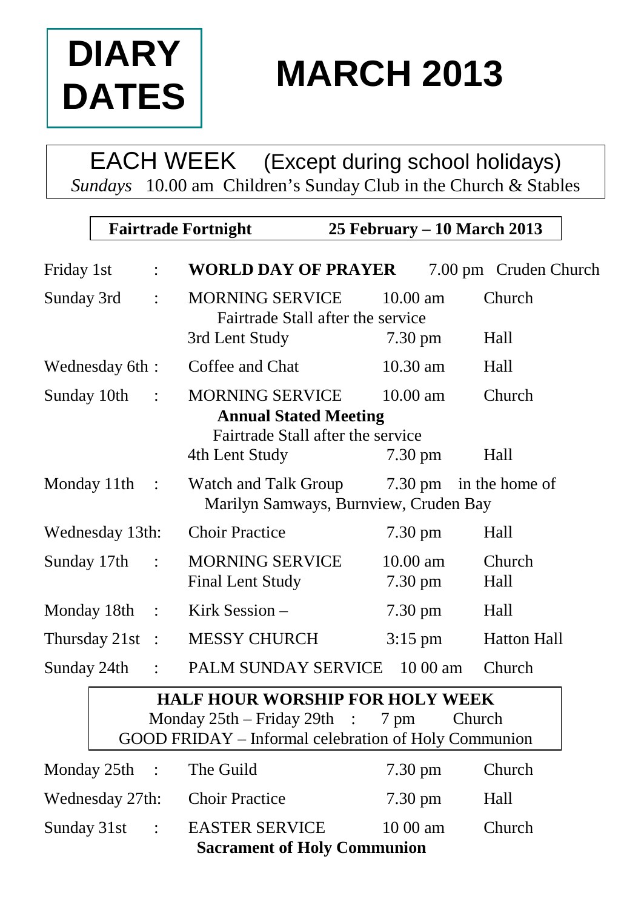# DIARY DATES

# MARCH 2013

**EACH WEEK** (Except during school holidays)

*Sundays* 10.00 am Children's Sunday Club in the Church & Stables

**Fairtrade Fortnight** **25 February – 10 March 2013**

| Date | | Event | Time | Place |
|---|---|---|---|---|
| Friday 1st | : | **WORLD DAY OF PRAYER** | 7.00 pm | Cruden Church |
| Sunday 3rd | : | MORNING SERVICE | 10.00 am | Church |
| | | Fairtrade Stall after the service | | |
| | | 3rd Lent Study | 7.30 pm | Hall |
| Wednesday 6th | : | Coffee and Chat | 10.30 am | Hall |
| Sunday 10th | : | MORNING SERVICE | 10.00 am | Church |
| | | **Annual Stated Meeting** | | |
| | | Fairtrade Stall after the service | | |
| | | 4th Lent Study | 7.30 pm | Hall |
| Monday 11th | : | Watch and Talk Group | 7.30 pm | in the home of Marilyn Samways, Burnview, Cruden Bay |
| Wednesday 13th | : | Choir Practice | 7.30 pm | Hall |
| Sunday 17th | : | MORNING SERVICE | 10.00 am | Church |
| | | Final Lent Study | 7.30 pm | Hall |
| Monday 18th | : | Kirk Session – | 7.30 pm | Hall |
| Thursday 21st | : | MESSY CHURCH | 3:15 pm | Hatton Hall |
| Sunday 24th | : | PALM SUNDAY SERVICE | 10 00 am | Church |

**HALF HOUR WORSHIP FOR HOLY WEEK**

Monday 25th – Friday 29th : 7 pm Church

GOOD FRIDAY – Informal celebration of Holy Communion

| Date | | Event | Time | Place |
|---|---|---|---|---|
| Monday 25th | : | The Guild | 7.30 pm | Church |
| Wednesday 27th | : | Choir Practice | 7.30 pm | Hall |
| Sunday 31st | : | EASTER SERVICE | 10 00 am | Church |
| | | **Sacrament of Holy Communion** | | |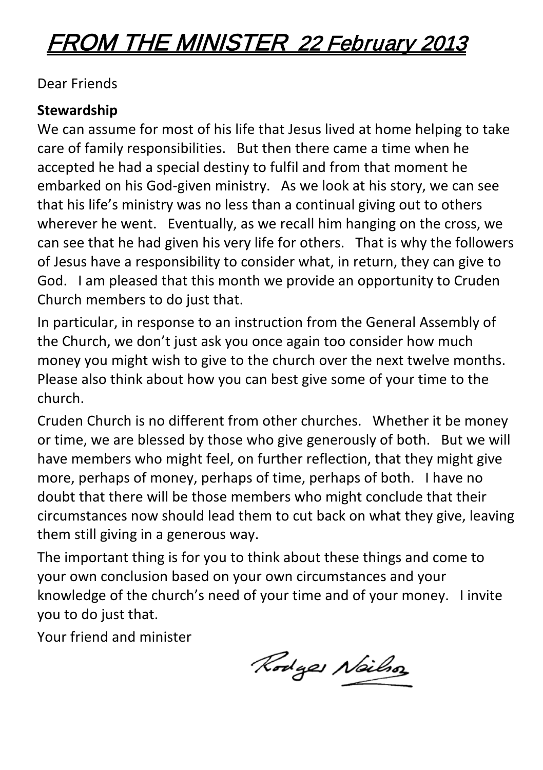# FROM THE MINISTER 22 February 2013

Dear Friends

**Stewardship**

We can assume for most of his life that Jesus lived at home helping to take care of family responsibilities. But then there came a time when he accepted he had a special destiny to fulfil and from that moment he embarked on his God-given ministry. As we look at his story, we can see that his life's ministry was no less than a continual giving out to others wherever he went. Eventually, as we recall him hanging on the cross, we can see that he had given his very life for others. That is why the followers of Jesus have a responsibility to consider what, in return, they can give to God. I am pleased that this month we provide an opportunity to Cruden Church members to do just that.

In particular, in response to an instruction from the General Assembly of the Church, we don't just ask you once again too consider how much money you might wish to give to the church over the next twelve months. Please also think about how you can best give some of your time to the church.

Cruden Church is no different from other churches. Whether it be money or time, we are blessed by those who give generously of both. But we will have members who might feel, on further reflection, that they might give more, perhaps of money, perhaps of time, perhaps of both. I have no doubt that there will be those members who might conclude that their circumstances now should lead them to cut back on what they give, leaving them still giving in a generous way.

The important thing is for you to think about these things and come to your own conclusion based on your own circumstances and your knowledge of the church's need of your time and of your money. I invite you to do just that.

Your friend and minister

Rodger Neilson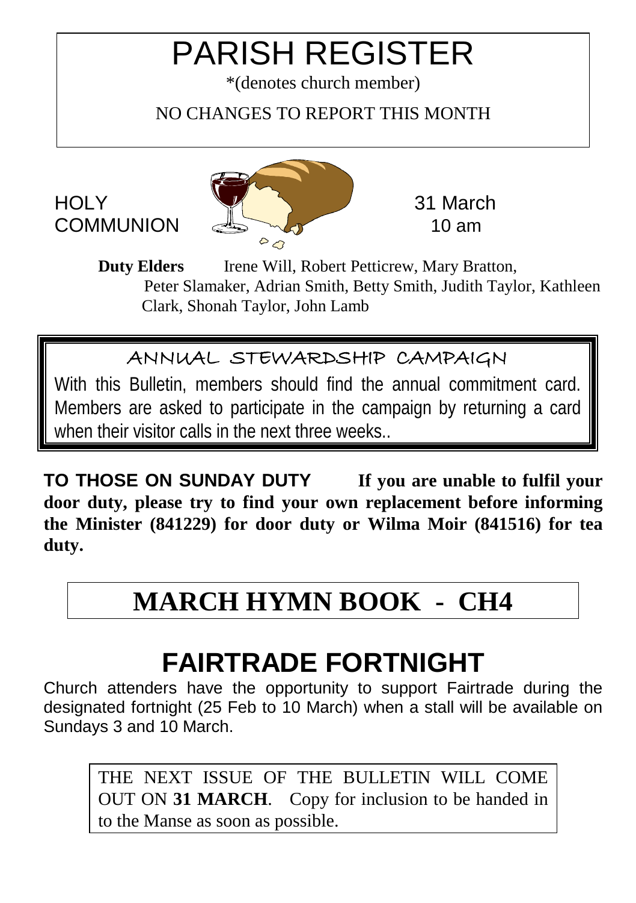# PARISH REGISTER

*(denotes church member)

NO CHANGES TO REPORT THIS MONTH

HOLY COMMUNION 31 March 10 am

**Duty Elders** Irene Will, Robert Petticrew, Mary Bratton, Peter Slamaker, Adrian Smith, Betty Smith, Judith Taylor, Kathleen Clark, Shonah Taylor, John Lamb

## ANNUAL STEWARDSHIP CAMPAIGN

With this Bulletin, members should find the annual commitment card. Members are asked to participate in the campaign by returning a card when their visitor calls in the next three weeks..

**TO THOSE ON SUNDAY DUTY If you are unable to fulfil your door duty, please try to find your own replacement before informing the Minister (841229) for door duty or Wilma Moir (841516) for tea duty.**

# MARCH HYMN BOOK - CH4

# FAIRTRADE FORTNIGHT

Church attenders have the opportunity to support Fairtrade during the designated fortnight (25 Feb to 10 March) when a stall will be available on Sundays 3 and 10 March.

THE NEXT ISSUE OF THE BULLETIN WILL COME OUT ON **31 MARCH**. Copy for inclusion to be handed in to the Manse as soon as possible.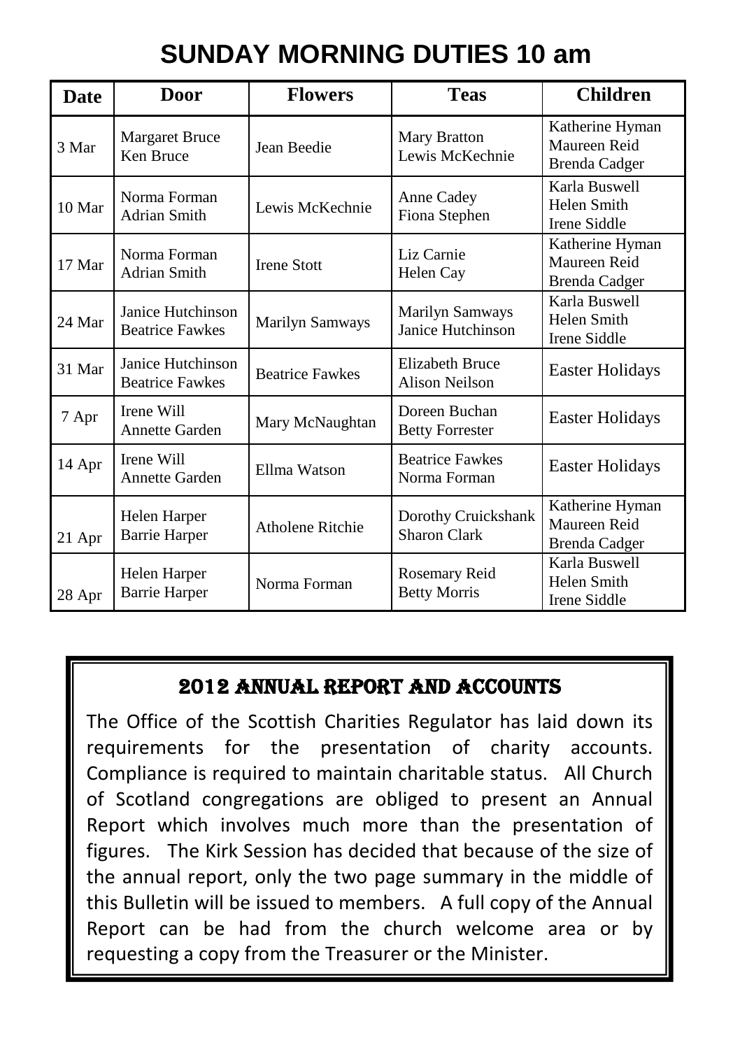# SUNDAY MORNING DUTIES 10 am

| Date | Door | Flowers | Teas | Children |
|---|---|---|---|---|
| 3 Mar | Margaret Bruce<br>Ken Bruce | Jean Beedie | Mary Bratton<br>Lewis McKechnie | Katherine Hyman<br>Maureen Reid<br>Brenda Cadger |
| 10 Mar | Norma Forman<br>Adrian Smith | Lewis McKechnie | Anne Cadey<br>Fiona Stephen | Karla Buswell<br>Helen Smith<br>Irene Siddle |
| 17 Mar | Norma Forman<br>Adrian Smith | Irene Stott | Liz Carnie<br>Helen Cay | Katherine Hyman<br>Maureen Reid<br>Brenda Cadger |
| 24 Mar | Janice Hutchinson<br>Beatrice Fawkes | Marilyn Samways | Marilyn Samways<br>Janice Hutchinson | Karla Buswell<br>Helen Smith<br>Irene Siddle |
| 31 Mar | Janice Hutchinson<br>Beatrice Fawkes | Beatrice Fawkes | Elizabeth Bruce<br>Alison Neilson | Easter Holidays |
| 7 Apr | Irene Will<br>Annette Garden | Mary McNaughtan | Doreen Buchan<br>Betty Forrester | Easter Holidays |
| 14 Apr | Irene Will<br>Annette Garden | Ellma Watson | Beatrice Fawkes<br>Norma Forman | Easter Holidays |
| 21 Apr | Helen Harper<br>Barrie Harper | Atholene Ritchie | Dorothy Cruickshank<br>Sharon Clark | Katherine Hyman<br>Maureen Reid<br>Brenda Cadger |
| 28 Apr | Helen Harper<br>Barrie Harper | Norma Forman | Rosemary Reid<br>Betty Morris | Karla Buswell<br>Helen Smith<br>Irene Siddle |

## 2012 ANNUAL REPORT AND ACCOUNTS

The Office of the Scottish Charities Regulator has laid down its requirements for the presentation of charity accounts. Compliance is required to maintain charitable status. All Church of Scotland congregations are obliged to present an Annual Report which involves much more than the presentation of figures. The Kirk Session has decided that because of the size of the annual report, only the two page summary in the middle of this Bulletin will be issued to members. A full copy of the Annual Report can be had from the church welcome area or by requesting a copy from the Treasurer or the Minister.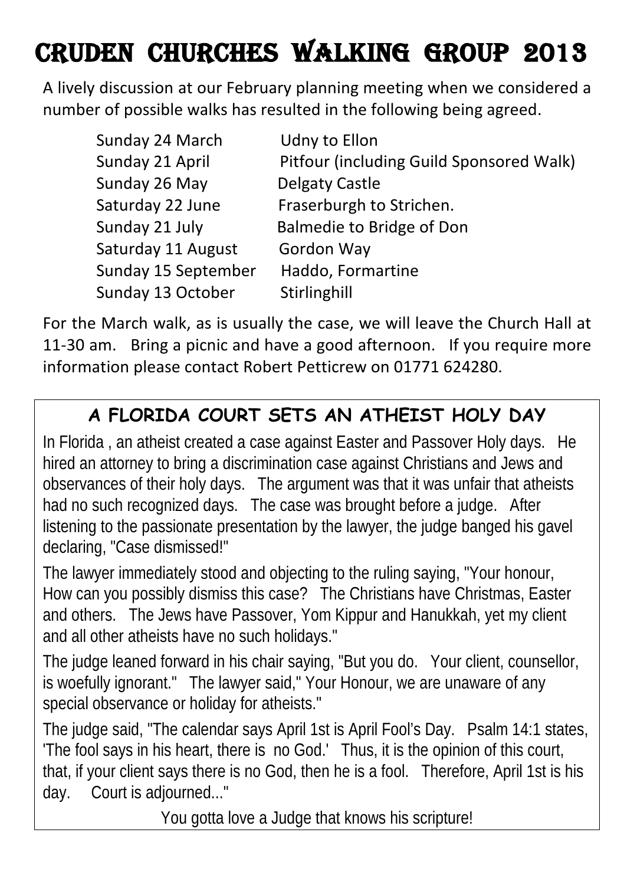# CRUDEN CHURCHES WALKING GROUP 2013

A lively discussion at our February planning meeting when we considered a number of possible walks has resulted in the following being agreed.

| | |
|---|---|
| Sunday 24 March | Udny to Ellon |
| Sunday 21 April | Pitfour (including Guild Sponsored Walk) |
| Sunday 26 May | Delgaty Castle |
| Saturday 22 June | Fraserburgh to Strichen. |
| Sunday 21 July | Balmedie to Bridge of Don |
| Saturday 11 August | Gordon Way |
| Sunday 15 September | Haddo, Formartine |
| Sunday 13 October | Stirlinghill |

For the March walk, as is usually the case, we will leave the Church Hall at 11-30 am. Bring a picnic and have a good afternoon. If you require more information please contact Robert Petticrew on 01771 624280.

## A FLORIDA COURT SETS AN ATHEIST HOLY DAY

In Florida , an atheist created a case against Easter and Passover Holy days. He hired an attorney to bring a discrimination case against Christians and Jews and observances of their holy days. The argument was that it was unfair that atheists had no such recognized days. The case was brought before a judge. After listening to the passionate presentation by the lawyer, the judge banged his gavel declaring, "Case dismissed!"

The lawyer immediately stood and objecting to the ruling saying, "Your honour, How can you possibly dismiss this case? The Christians have Christmas, Easter and others. The Jews have Passover, Yom Kippur and Hanukkah, yet my client and all other atheists have no such holidays."

The judge leaned forward in his chair saying, "But you do. Your client, counsellor, is woefully ignorant." The lawyer said," Your Honour, we are unaware of any special observance or holiday for atheists."

The judge said, "The calendar says April 1st is April Fool's Day. Psalm 14:1 states, 'The fool says in his heart, there is no God.' Thus, it is the opinion of this court, that, if your client says there is no God, then he is a fool. Therefore, April 1st is his day. Court is adjourned..."

You gotta love a Judge that knows his scripture!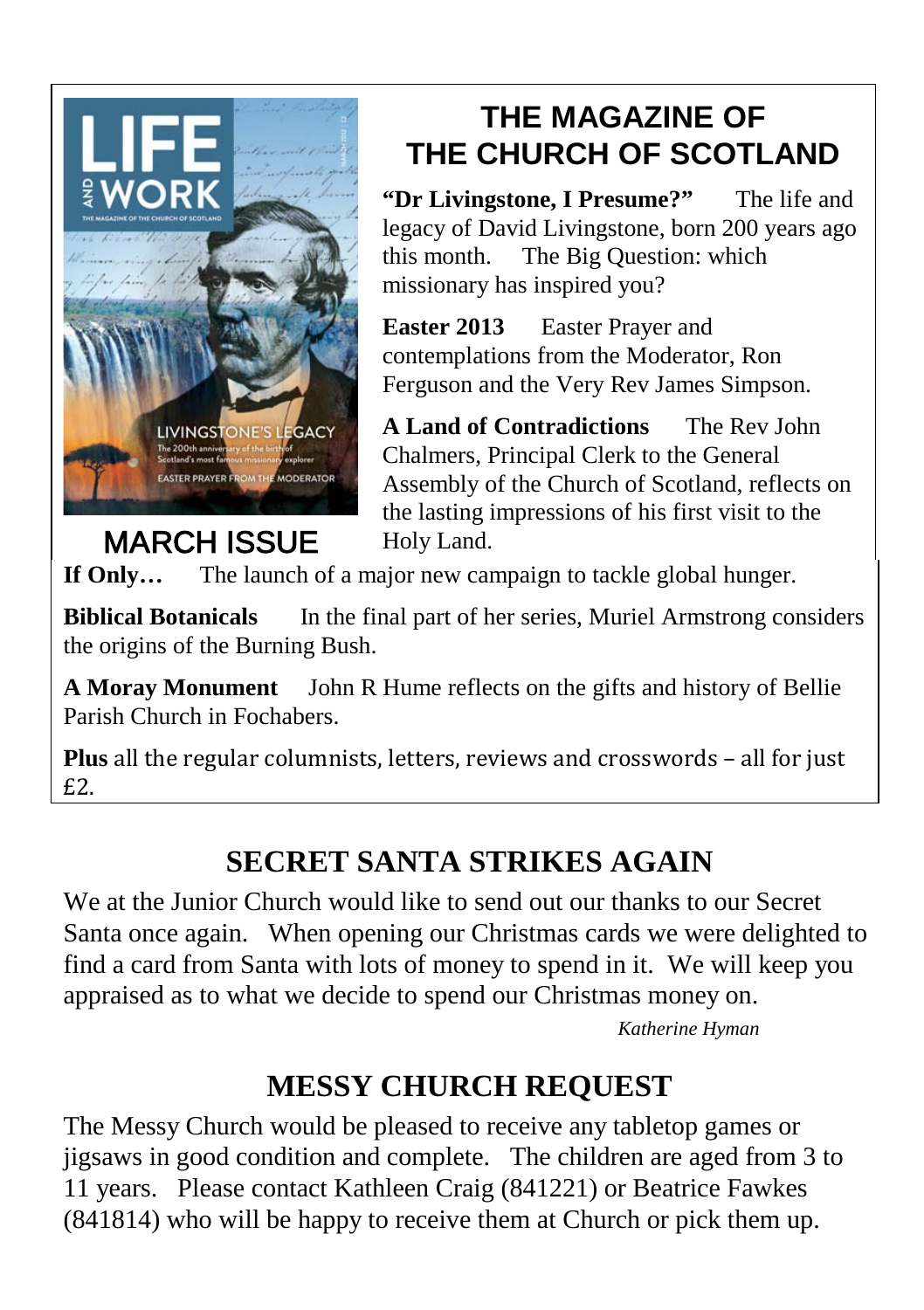# THE MAGAZINE OF THE CHURCH OF SCOTLAND

MARCH ISSUE

**"Dr Livingstone, I Presume?"** The life and legacy of David Livingstone, born 200 years ago this month. The Big Question: which missionary has inspired you?

**Easter 2013** Easter Prayer and contemplations from the Moderator, Ron Ferguson and the Very Rev James Simpson.

**A Land of Contradictions** The Rev John Chalmers, Principal Clerk to the General Assembly of the Church of Scotland, reflects on the lasting impressions of his first visit to the Holy Land.

**If Only…** The launch of a major new campaign to tackle global hunger.

**Biblical Botanicals** In the final part of her series, Muriel Armstrong considers the origins of the Burning Bush.

**A Moray Monument** John R Hume reflects on the gifts and history of Bellie Parish Church in Fochabers.

**Plus** all the regular columnists, letters, reviews and crosswords – all for just £2.

## SECRET SANTA STRIKES AGAIN

We at the Junior Church would like to send out our thanks to our Secret Santa once again. When opening our Christmas cards we were delighted to find a card from Santa with lots of money to spend in it. We will keep you appraised as to what we decide to spend our Christmas money on.

*Katherine Hyman*

## MESSY CHURCH REQUEST

The Messy Church would be pleased to receive any tabletop games or jigsaws in good condition and complete. The children are aged from 3 to 11 years. Please contact Kathleen Craig (841221) or Beatrice Fawkes (841814) who will be happy to receive them at Church or pick them up.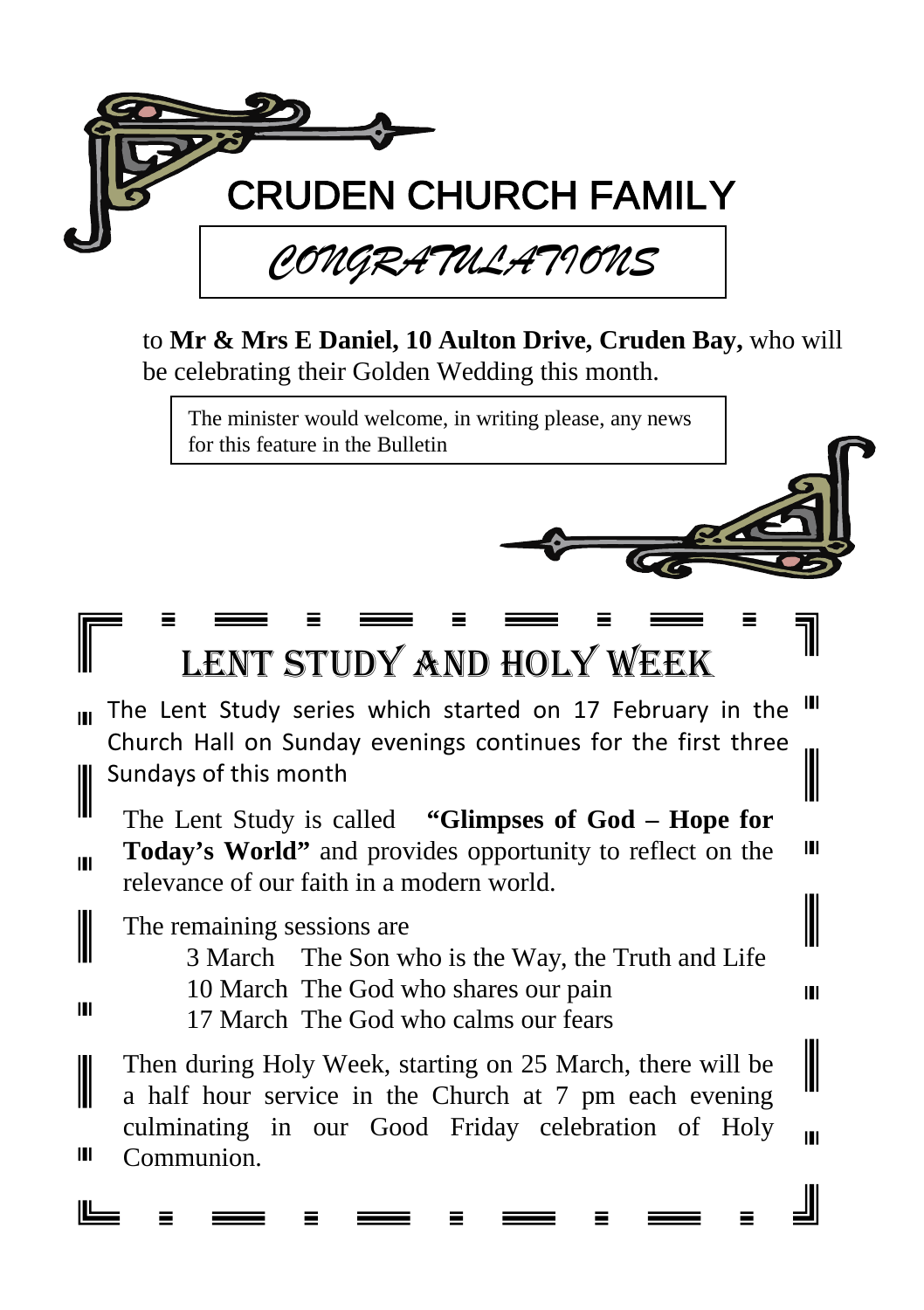# CRUDEN CHURCH FAMILY

## *CONGRATULATIONS*

to **Mr & Mrs E Daniel, 10 Aulton Drive, Cruden Bay,** who will be celebrating their Golden Wedding this month.

The minister would welcome, in writing please, any news for this feature in the Bulletin

## LENT STUDY AND HOLY WEEK

The Lent Study series which started on 17 February in the Church Hall on Sunday evenings continues for the first three Sundays of this month

The Lent Study is called **"Glimpses of God – Hope for Today's World"** and provides opportunity to reflect on the relevance of our faith in a modern world.

The remaining sessions are

- 3 March The Son who is the Way, the Truth and Life
- 10 March The God who shares our pain
- 17 March The God who calms our fears

Then during Holy Week, starting on 25 March, there will be a half hour service in the Church at 7 pm each evening culminating in our Good Friday celebration of Holy Communion.